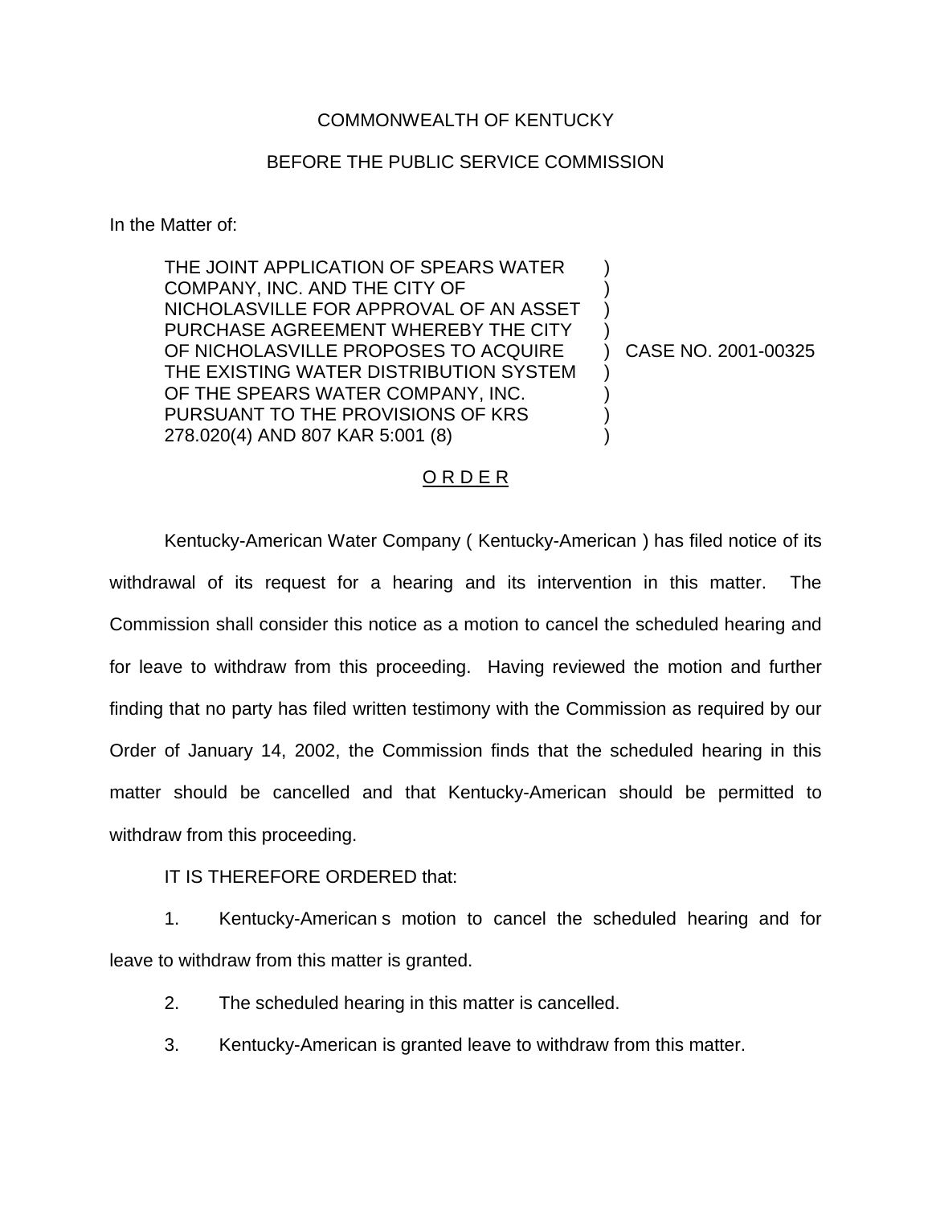COMMONWEALTH OF KENTUCKY

BEFORE THE PUBLIC SERVICE COMMISSION

In the Matter of:

| | | |
|---|---|---|
| THE JOINT APPLICATION OF SPEARS WATER COMPANY, INC. AND THE CITY OF NICHOLASVILLE FOR APPROVAL OF AN ASSET PURCHASE AGREEMENT WHEREBY THE CITY OF NICHOLASVILLE PROPOSES TO ACQUIRE THE EXISTING WATER DISTRIBUTION SYSTEM OF THE SPEARS WATER COMPANY, INC. PURSUANT TO THE PROVISIONS OF KRS 278.020(4) AND 807 KAR 5:001 (8) | ) | CASE NO. 2001-00325 |

O R D E R

Kentucky-American Water Company ( Kentucky-American ) has filed notice of its withdrawal of its request for a hearing and its intervention in this matter. The Commission shall consider this notice as a motion to cancel the scheduled hearing and for leave to withdraw from this proceeding. Having reviewed the motion and further finding that no party has filed written testimony with the Commission as required by our Order of January 14, 2002, the Commission finds that the scheduled hearing in this matter should be cancelled and that Kentucky-American should be permitted to withdraw from this proceeding.

IT IS THEREFORE ORDERED that:

1. Kentucky-American s motion to cancel the scheduled hearing and for leave to withdraw from this matter is granted.

2. The scheduled hearing in this matter is cancelled.

3. Kentucky-American is granted leave to withdraw from this matter.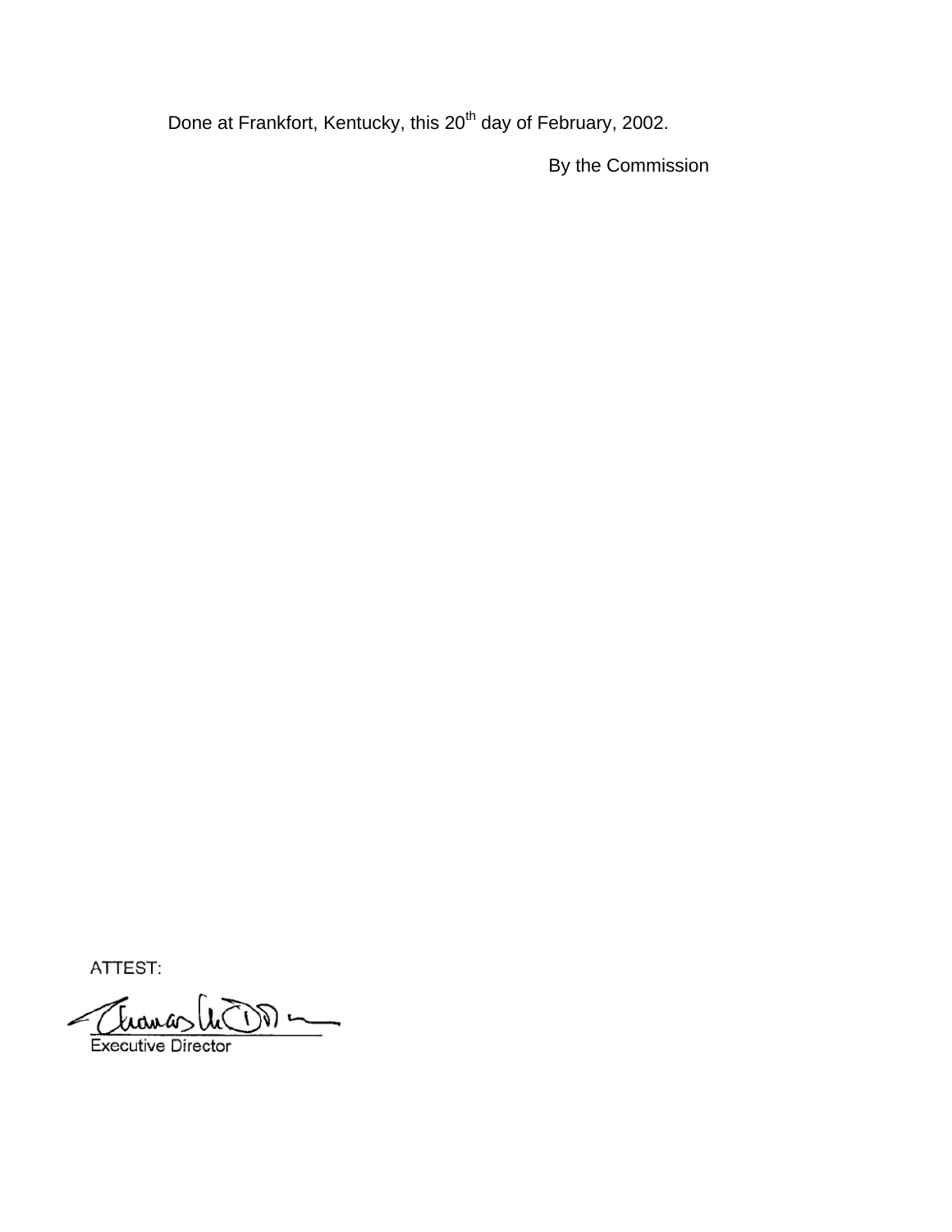Done at Frankfort, Kentucky, this 20th day of February, 2002.

By the Commission

ATTEST:

Executive Director